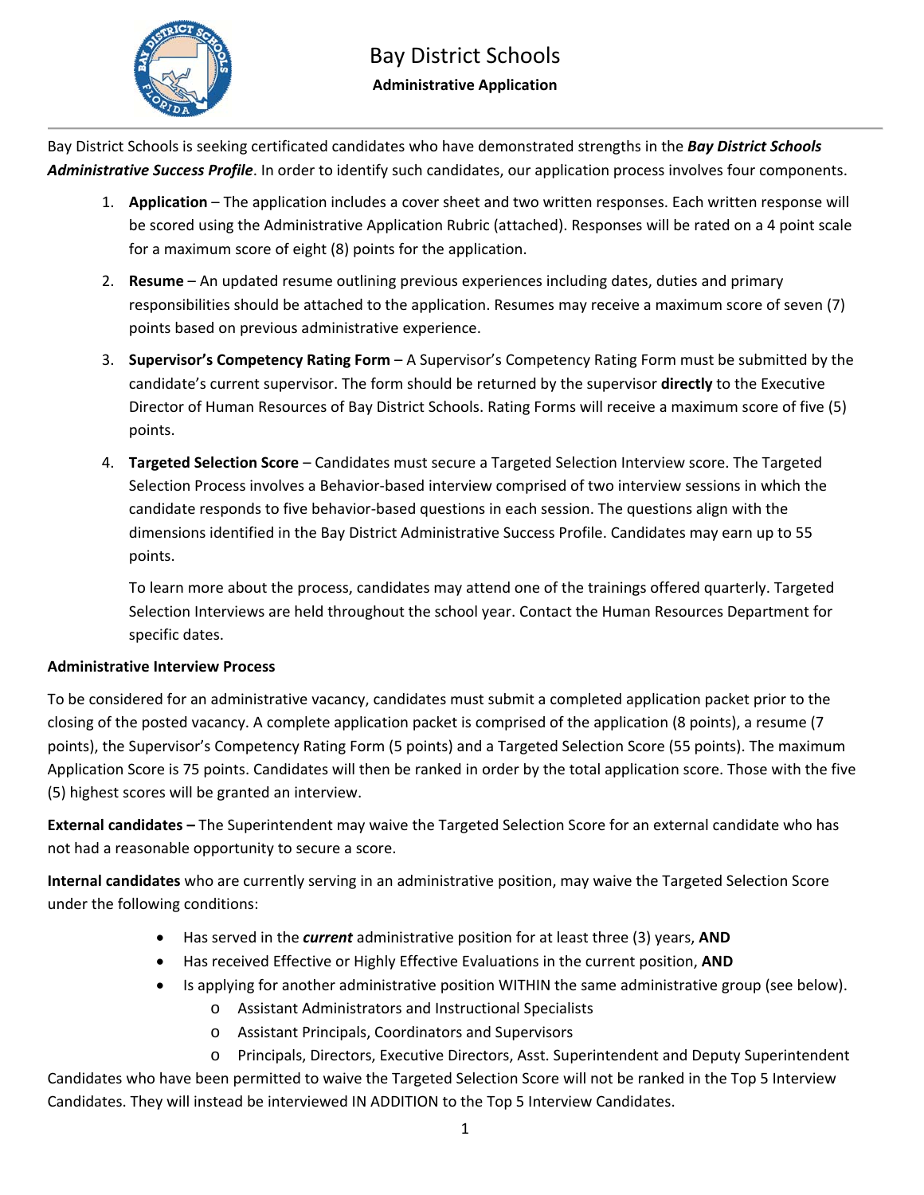# Bay District Schools

**Administrative Application**

Bay District Schools is seeking certificated candidates who have demonstrated strengths in the ***Bay District Schools Administrative Success Profile***. In order to identify such candidates, our application process involves four components.

1. **Application** – The application includes a cover sheet and two written responses. Each written response will be scored using the Administrative Application Rubric (attached). Responses will be rated on a 4 point scale for a maximum score of eight (8) points for the application.

2. **Resume** – An updated resume outlining previous experiences including dates, duties and primary responsibilities should be attached to the application. Resumes may receive a maximum score of seven (7) points based on previous administrative experience.

3. **Supervisor's Competency Rating Form** – A Supervisor's Competency Rating Form must be submitted by the candidate's current supervisor. The form should be returned by the supervisor **directly** to the Executive Director of Human Resources of Bay District Schools. Rating Forms will receive a maximum score of five (5) points.

4. **Targeted Selection Score** – Candidates must secure a Targeted Selection Interview score. The Targeted Selection Process involves a Behavior-based interview comprised of two interview sessions in which the candidate responds to five behavior-based questions in each session. The questions align with the dimensions identified in the Bay District Administrative Success Profile. Candidates may earn up to 55 points.

   To learn more about the process, candidates may attend one of the trainings offered quarterly. Targeted Selection Interviews are held throughout the school year. Contact the Human Resources Department for specific dates.

**Administrative Interview Process**

To be considered for an administrative vacancy, candidates must submit a completed application packet prior to the closing of the posted vacancy. A complete application packet is comprised of the application (8 points), a resume (7 points), the Supervisor's Competency Rating Form (5 points) and a Targeted Selection Score (55 points). The maximum Application Score is 75 points. Candidates will then be ranked in order by the total application score. Those with the five (5) highest scores will be granted an interview.

**External candidates –** The Superintendent may waive the Targeted Selection Score for an external candidate who has not had a reasonable opportunity to secure a score.

**Internal candidates** who are currently serving in an administrative position, may waive the Targeted Selection Score under the following conditions:

- Has served in the ***current*** administrative position for at least three (3) years, **AND**
- Has received Effective or Highly Effective Evaluations in the current position, **AND**
- Is applying for another administrative position WITHIN the same administrative group (see below).
  - Assistant Administrators and Instructional Specialists
  - Assistant Principals, Coordinators and Supervisors
  - Principals, Directors, Executive Directors, Asst. Superintendent and Deputy Superintendent

Candidates who have been permitted to waive the Targeted Selection Score will not be ranked in the Top 5 Interview Candidates. They will instead be interviewed IN ADDITION to the Top 5 Interview Candidates.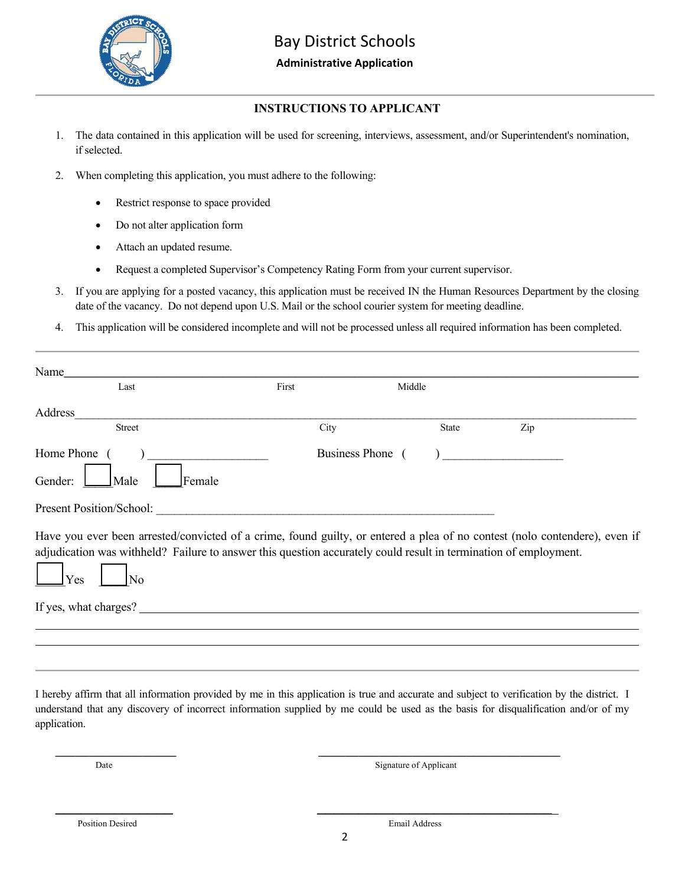# Bay District Schools

**Administrative Application**

## INSTRUCTIONS TO APPLICANT

1. The data contained in this application will be used for screening, interviews, assessment, and/or Superintendent's nomination, if selected.

2. When completing this application, you must adhere to the following:
   - Restrict response to space provided
   - Do not alter application form
   - Attach an updated resume.
   - Request a completed Supervisor's Competency Rating Form from your current supervisor.

3. If you are applying for a posted vacancy, this application must be received IN the Human Resources Department by the closing date of the vacancy. Do not depend upon U.S. Mail or the school courier system for meeting deadline.

4. This application will be considered incomplete and will not be processed unless all required information has been completed.

---

Name ______________________________________________________________
Last First Middle

Address ______________________________________________________________
Street City State Zip

Home Phone ( ) ____________________ Business Phone ( ) ____________________

Gender: ☐ Male ☐ Female

Present Position/School: ______________________________________________________

Have you ever been arrested/convicted of a crime, found guilty, or entered a plea of no contest (nolo contendere), even if adjudication was withheld? Failure to answer this question accurately could result in termination of employment.

☐ Yes ☐ No

If yes, what charges? ______________________________________________________

______________________________________________________________________

______________________________________________________________________

---

I hereby affirm that all information provided by me in this application is true and accurate and subject to verification by the district. I understand that any discovery of incorrect information supplied by me could be used as the basis for disqualification and/or of my application.

____________________ ________________________________________
Date Signature of Applicant

____________________ ________________________________________
Position Desired Email Address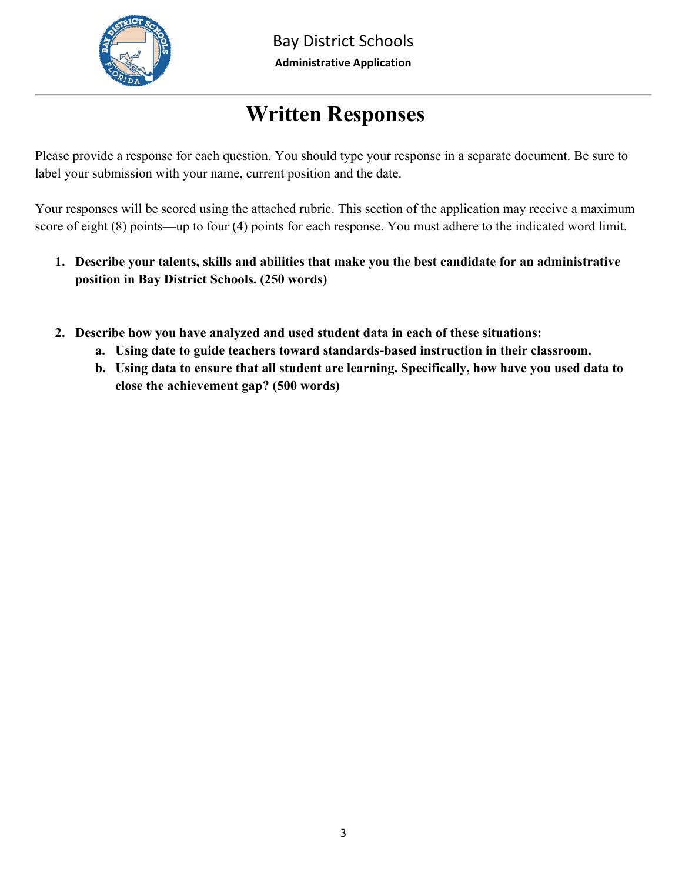Bay District Schools

**Administrative Application**

# Written Responses

Please provide a response for each question. You should type your response in a separate document. Be sure to label your submission with your name, current position and the date.

Your responses will be scored using the attached rubric. This section of the application may receive a maximum score of eight (8) points—up to four (4) points for each response. You must adhere to the indicated word limit.

1. **Describe your talents, skills and abilities that make you the best candidate for an administrative position in Bay District Schools. (250 words)**

2. **Describe how you have analyzed and used student data in each of these situations:**
   a. **Using date to guide teachers toward standards-based instruction in their classroom.**
   b. **Using data to ensure that all student are learning. Specifically, how have you used data to close the achievement gap? (500 words)**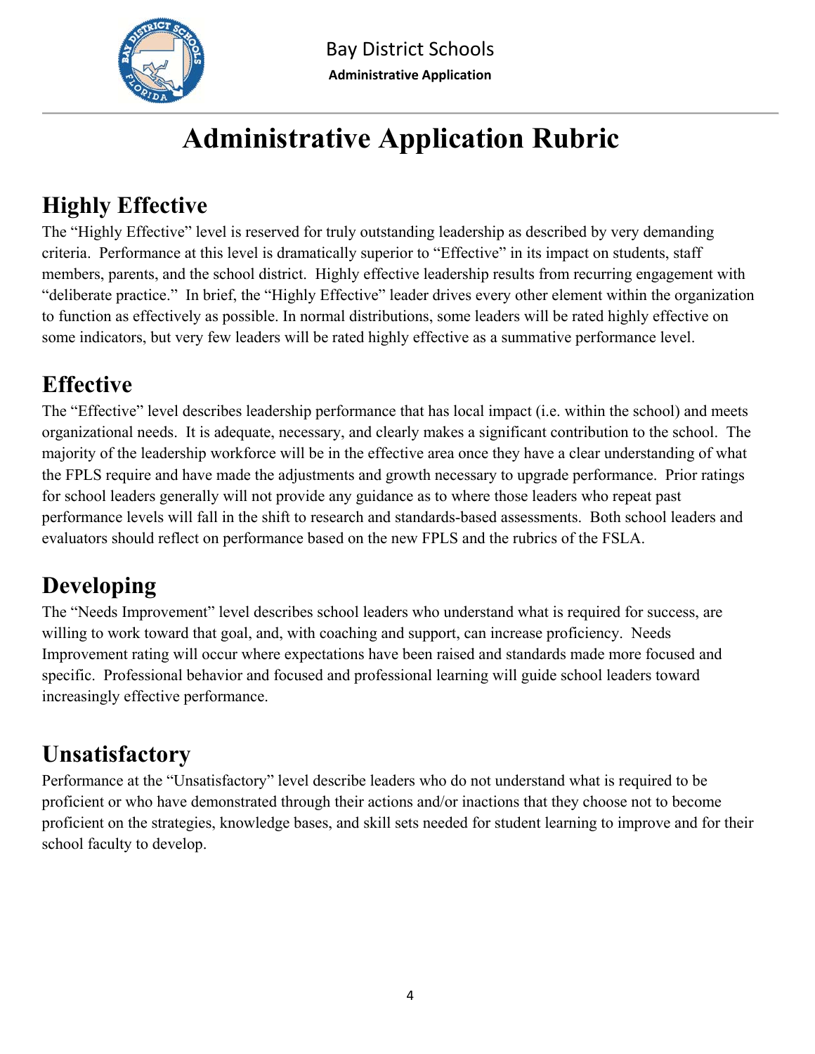# Administrative Application Rubric

## Highly Effective

The "Highly Effective" level is reserved for truly outstanding leadership as described by very demanding criteria. Performance at this level is dramatically superior to "Effective" in its impact on students, staff members, parents, and the school district. Highly effective leadership results from recurring engagement with "deliberate practice." In brief, the "Highly Effective" leader drives every other element within the organization to function as effectively as possible. In normal distributions, some leaders will be rated highly effective on some indicators, but very few leaders will be rated highly effective as a summative performance level.

## Effective

The "Effective" level describes leadership performance that has local impact (i.e. within the school) and meets organizational needs. It is adequate, necessary, and clearly makes a significant contribution to the school. The majority of the leadership workforce will be in the effective area once they have a clear understanding of what the FPLS require and have made the adjustments and growth necessary to upgrade performance. Prior ratings for school leaders generally will not provide any guidance as to where those leaders who repeat past performance levels will fall in the shift to research and standards-based assessments. Both school leaders and evaluators should reflect on performance based on the new FPLS and the rubrics of the FSLA.

## Developing

The "Needs Improvement" level describes school leaders who understand what is required for success, are willing to work toward that goal, and, with coaching and support, can increase proficiency. Needs Improvement rating will occur where expectations have been raised and standards made more focused and specific. Professional behavior and focused and professional learning will guide school leaders toward increasingly effective performance.

## Unsatisfactory

Performance at the "Unsatisfactory" level describe leaders who do not understand what is required to be proficient or who have demonstrated through their actions and/or inactions that they choose not to become proficient on the strategies, knowledge bases, and skill sets needed for student learning to improve and for their school faculty to develop.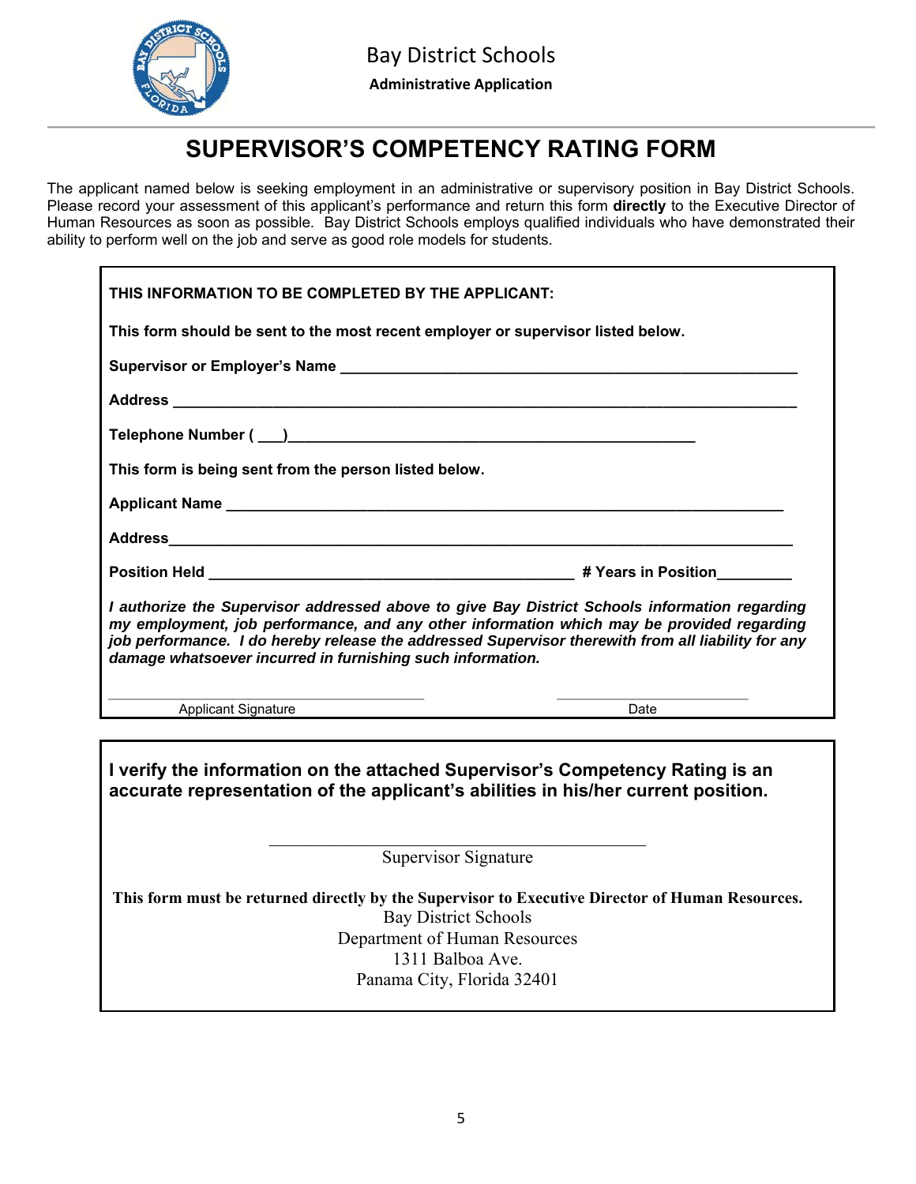Bay District Schools

**Administrative Application**

# SUPERVISOR'S COMPETENCY RATING FORM

The applicant named below is seeking employment in an administrative or supervisory position in Bay District Schools. Please record your assessment of this applicant's performance and return this form **directly** to the Executive Director of Human Resources as soon as possible. Bay District Schools employs qualified individuals who have demonstrated their ability to perform well on the job and serve as good role models for students.

**THIS INFORMATION TO BE COMPLETED BY THE APPLICANT:**

**This form should be sent to the most recent employer or supervisor listed below.**

**Supervisor or Employer's Name** ______________________________________________________

**Address** ______________________________________________________________________

**Telephone Number ( ___)**_____________________________________________

**This form is being sent from the person listed below.**

**Applicant Name** _______________________________________________________________

**Address**______________________________________________________________________

**Position Held** ________________________________________ **# Years in Position**________

***I authorize the Supervisor addressed above to give Bay District Schools information regarding my employment, job performance, and any other information which may be provided regarding job performance. I do hereby release the addressed Supervisor therewith from all liability for any damage whatsoever incurred in furnishing such information.***

____________________________________ ______________________

Applicant Signature Date

**I verify the information on the attached Supervisor's Competency Rating is an accurate representation of the applicant's abilities in his/her current position.**

____________________________________________

Supervisor Signature

**This form must be returned directly by the Supervisor to Executive Director of Human Resources.**

Bay District Schools
Department of Human Resources
1311 Balboa Ave.
Panama City, Florida 32401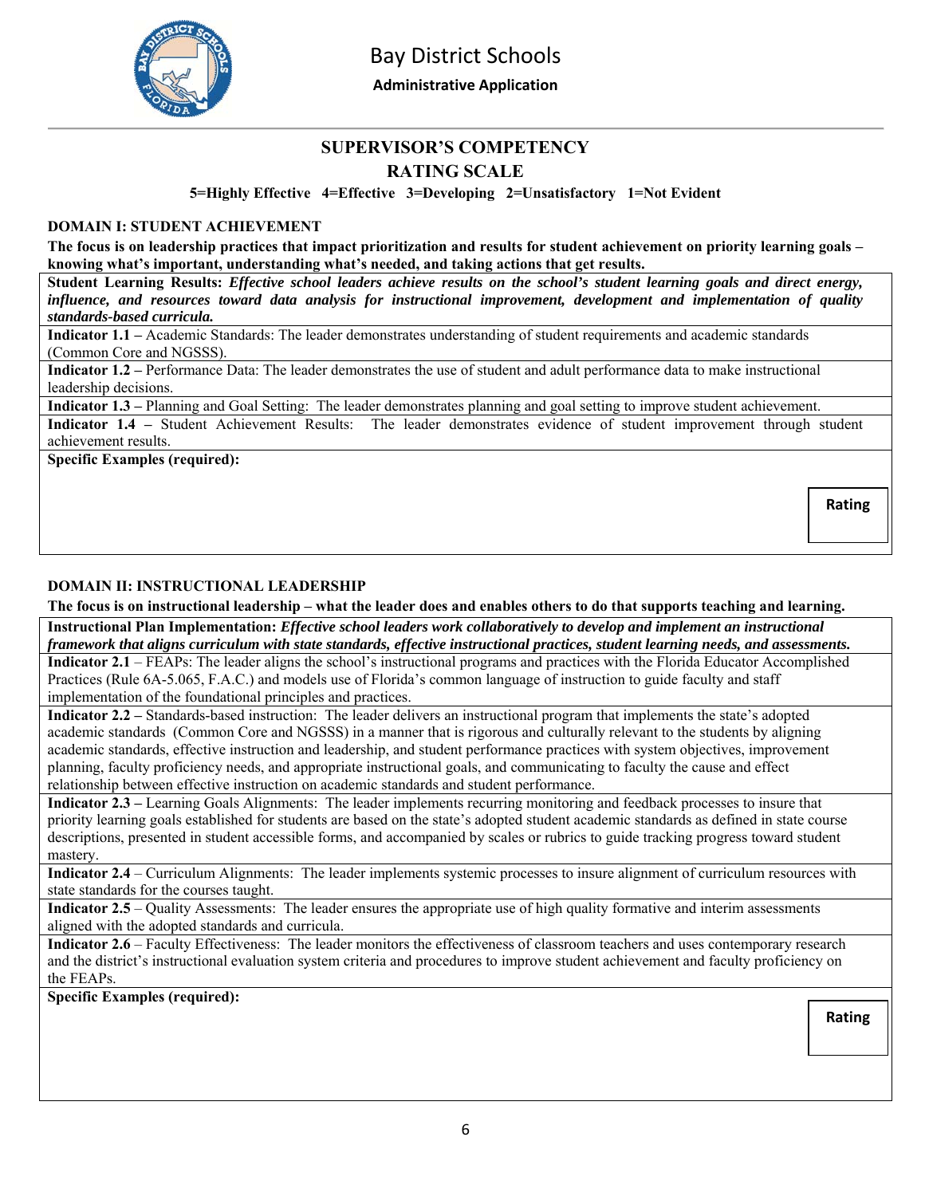# Bay District Schools

**Administrative Application**

## SUPERVISOR'S COMPETENCY

## RATING SCALE

**5=Highly Effective 4=Effective 3=Developing 2=Unsatisfactory 1=Not Evident**

### DOMAIN I: STUDENT ACHIEVEMENT

**The focus is on leadership practices that impact prioritization and results for student achievement on priority learning goals – knowing what's important, understanding what's needed, and taking actions that get results.**

**Student Learning Results:** ***Effective school leaders achieve results on the school's student learning goals and direct energy, influence, and resources toward data analysis for instructional improvement, development and implementation of quality standards-based curricula.***

**Indicator 1.1 –** Academic Standards: The leader demonstrates understanding of student requirements and academic standards (Common Core and NGSSS).

**Indicator 1.2 –** Performance Data: The leader demonstrates the use of student and adult performance data to make instructional leadership decisions.

**Indicator 1.3 –** Planning and Goal Setting: The leader demonstrates planning and goal setting to improve student achievement.

**Indicator 1.4 –** Student Achievement Results: The leader demonstrates evidence of student improvement through student achievement results.

**Specific Examples (required):**

**Rating**

### DOMAIN II: INSTRUCTIONAL LEADERSHIP

**The focus is on instructional leadership – what the leader does and enables others to do that supports teaching and learning.**

**Instructional Plan Implementation:** ***Effective school leaders work collaboratively to develop and implement an instructional framework that aligns curriculum with state standards, effective instructional practices, student learning needs, and assessments.***

**Indicator 2.1** – FEAPs: The leader aligns the school's instructional programs and practices with the Florida Educator Accomplished Practices (Rule 6A-5.065, F.A.C.) and models use of Florida's common language of instruction to guide faculty and staff implementation of the foundational principles and practices.

**Indicator 2.2 –** Standards-based instruction: The leader delivers an instructional program that implements the state's adopted academic standards (Common Core and NGSSS) in a manner that is rigorous and culturally relevant to the students by aligning academic standards, effective instruction and leadership, and student performance practices with system objectives, improvement planning, faculty proficiency needs, and appropriate instructional goals, and communicating to faculty the cause and effect relationship between effective instruction on academic standards and student performance.

**Indicator 2.3 –** Learning Goals Alignments: The leader implements recurring monitoring and feedback processes to insure that priority learning goals established for students are based on the state's adopted student academic standards as defined in state course descriptions, presented in student accessible forms, and accompanied by scales or rubrics to guide tracking progress toward student mastery.

**Indicator 2.4** – Curriculum Alignments: The leader implements systemic processes to insure alignment of curriculum resources with state standards for the courses taught.

**Indicator 2.5** – Quality Assessments: The leader ensures the appropriate use of high quality formative and interim assessments aligned with the adopted standards and curricula.

**Indicator 2.6** – Faculty Effectiveness: The leader monitors the effectiveness of classroom teachers and uses contemporary research and the district's instructional evaluation system criteria and procedures to improve student achievement and faculty proficiency on the FEAPs.

**Specific Examples (required):**

**Rating**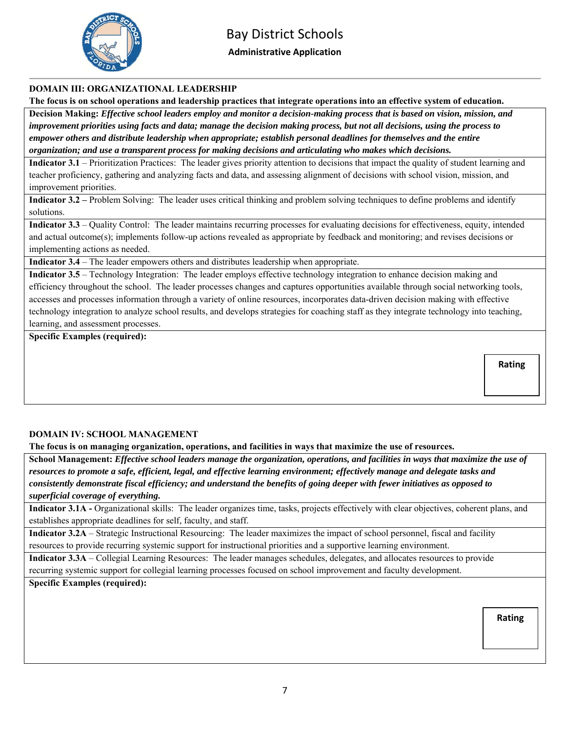Bay District Schools

**Administrative Application**

## DOMAIN III: ORGANIZATIONAL LEADERSHIP

**The focus is on school operations and leadership practices that integrate operations into an effective system of education.**

**Decision Making:** ***Effective school leaders employ and monitor a decision-making process that is based on vision, mission, and improvement priorities using facts and data; manage the decision making process, but not all decisions, using the process to empower others and distribute leadership when appropriate; establish personal deadlines for themselves and the entire organization; and use a transparent process for making decisions and articulating who makes which decisions.***

**Indicator 3.1** – Prioritization Practices: The leader gives priority attention to decisions that impact the quality of student learning and teacher proficiency, gathering and analyzing facts and data, and assessing alignment of decisions with school vision, mission, and improvement priorities.

**Indicator 3.2 –** Problem Solving: The leader uses critical thinking and problem solving techniques to define problems and identify solutions.

**Indicator 3.3** – Quality Control: The leader maintains recurring processes for evaluating decisions for effectiveness, equity, intended and actual outcome(s); implements follow-up actions revealed as appropriate by feedback and monitoring; and revises decisions or implementing actions as needed.

**Indicator 3.4** – The leader empowers others and distributes leadership when appropriate.

**Indicator 3.5** – Technology Integration: The leader employs effective technology integration to enhance decision making and efficiency throughout the school. The leader processes changes and captures opportunities available through social networking tools, accesses and processes information through a variety of online resources, incorporates data-driven decision making with effective technology integration to analyze school results, and develops strategies for coaching staff as they integrate technology into teaching, learning, and assessment processes.

**Specific Examples (required):**

**Rating**

## DOMAIN IV: SCHOOL MANAGEMENT

**The focus is on managing organization, operations, and facilities in ways that maximize the use of resources.**

**School Management:** ***Effective school leaders manage the organization, operations, and facilities in ways that maximize the use of resources to promote a safe, efficient, legal, and effective learning environment; effectively manage and delegate tasks and consistently demonstrate fiscal efficiency; and understand the benefits of going deeper with fewer initiatives as opposed to superficial coverage of everything.***

**Indicator 3.1A -** Organizational skills: The leader organizes time, tasks, projects effectively with clear objectives, coherent plans, and establishes appropriate deadlines for self, faculty, and staff.

**Indicator 3.2A** – Strategic Instructional Resourcing: The leader maximizes the impact of school personnel, fiscal and facility resources to provide recurring systemic support for instructional priorities and a supportive learning environment.

**Indicator 3.3A** – Collegial Learning Resources: The leader manages schedules, delegates, and allocates resources to provide recurring systemic support for collegial learning processes focused on school improvement and faculty development.

**Specific Examples (required):**

**Rating**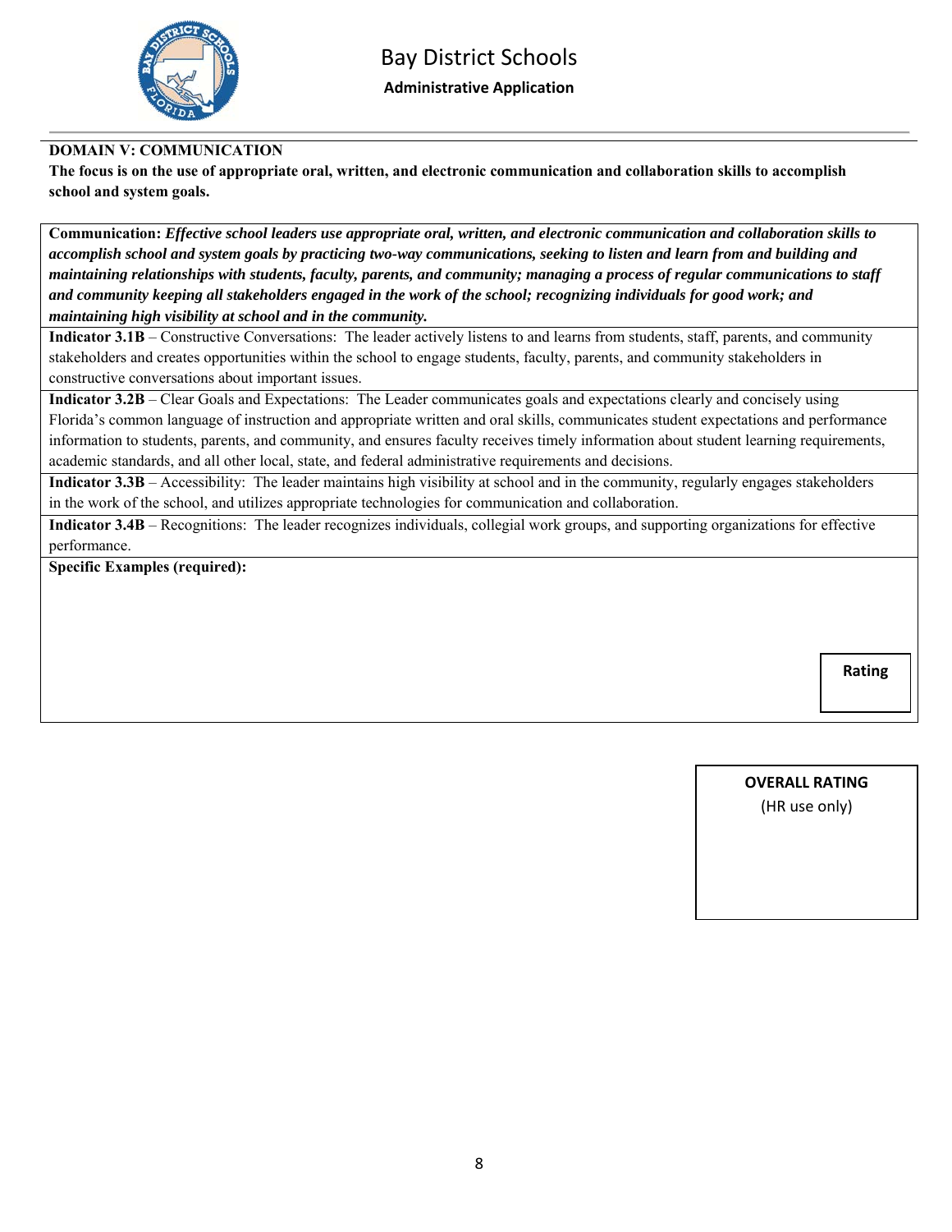# Bay District Schools

**Administrative Application**

**DOMAIN V: COMMUNICATION**

**The focus is on the use of appropriate oral, written, and electronic communication and collaboration skills to accomplish school and system goals.**

**Communication:** ***Effective school leaders use appropriate oral, written, and electronic communication and collaboration skills to accomplish school and system goals by practicing two-way communications, seeking to listen and learn from and building and maintaining relationships with students, faculty, parents, and community; managing a process of regular communications to staff and community keeping all stakeholders engaged in the work of the school; recognizing individuals for good work; and maintaining high visibility at school and in the community.***

**Indicator 3.1B** – Constructive Conversations: The leader actively listens to and learns from students, staff, parents, and community stakeholders and creates opportunities within the school to engage students, faculty, parents, and community stakeholders in constructive conversations about important issues.

**Indicator 3.2B** – Clear Goals and Expectations: The Leader communicates goals and expectations clearly and concisely using Florida's common language of instruction and appropriate written and oral skills, communicates student expectations and performance information to students, parents, and community, and ensures faculty receives timely information about student learning requirements, academic standards, and all other local, state, and federal administrative requirements and decisions.

**Indicator 3.3B** – Accessibility: The leader maintains high visibility at school and in the community, regularly engages stakeholders in the work of the school, and utilizes appropriate technologies for communication and collaboration.

**Indicator 3.4B** – Recognitions: The leader recognizes individuals, collegial work groups, and supporting organizations for effective performance.

**Specific Examples (required):**

**Rating**

**OVERALL RATING**

(HR use only)